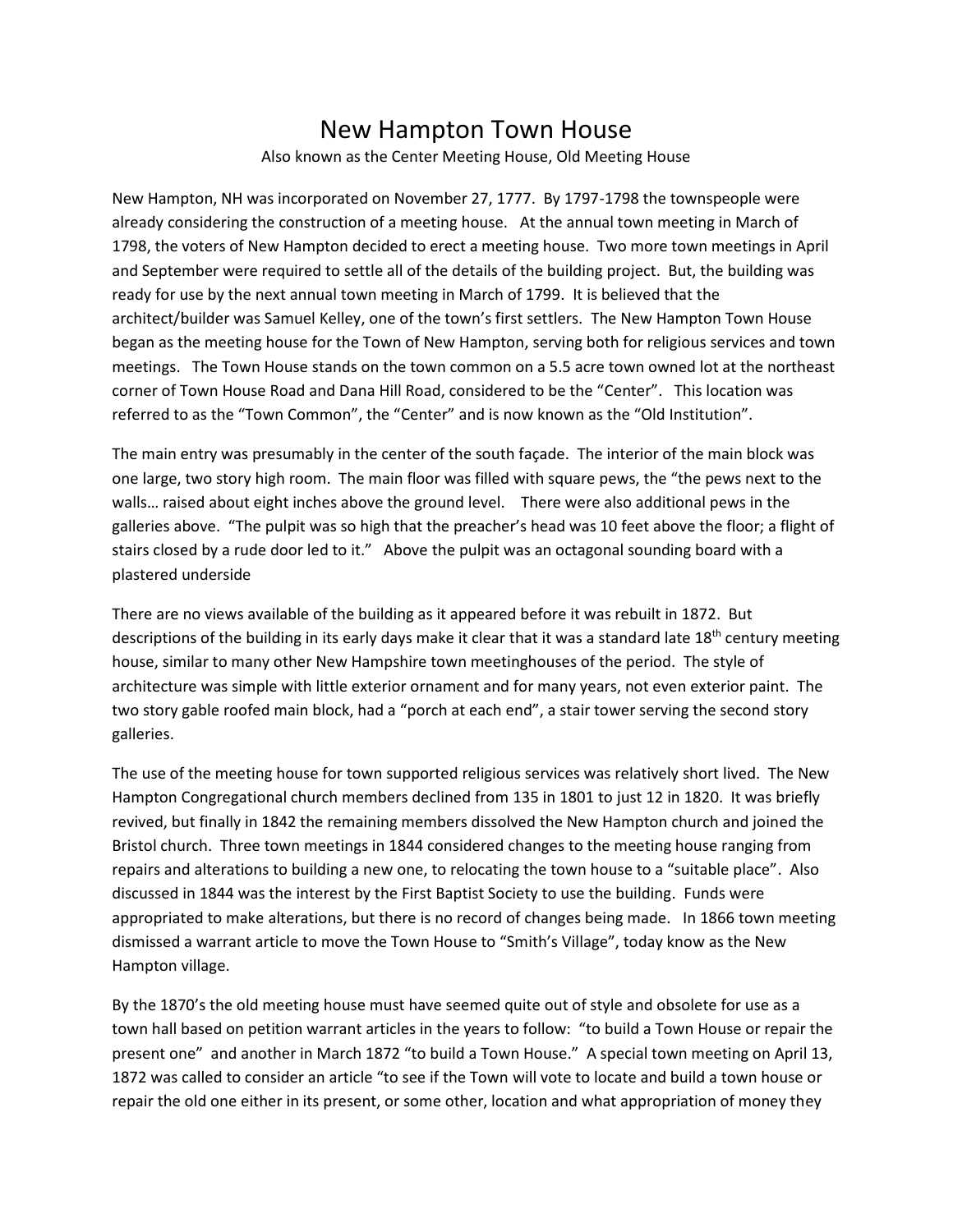# New Hampton Town House

Also known as the Center Meeting House, Old Meeting House

New Hampton, NH was incorporated on November 27, 1777. By 1797-1798 the townspeople were already considering the construction of a meeting house. At the annual town meeting in March of 1798, the voters of New Hampton decided to erect a meeting house. Two more town meetings in April and September were required to settle all of the details of the building project. But, the building was ready for use by the next annual town meeting in March of 1799. It is believed that the architect/builder was Samuel Kelley, one of the town's first settlers. The New Hampton Town House began as the meeting house for the Town of New Hampton, serving both for religious services and town meetings. The Town House stands on the town common on a 5.5 acre town owned lot at the northeast corner of Town House Road and Dana Hill Road, considered to be the "Center". This location was referred to as the "Town Common", the "Center" and is now known as the "Old Institution".

The main entry was presumably in the center of the south façade. The interior of the main block was one large, two story high room. The main floor was filled with square pews, the "the pews next to the walls… raised about eight inches above the ground level. There were also additional pews in the galleries above. "The pulpit was so high that the preacher's head was 10 feet above the floor; a flight of stairs closed by a rude door led to it." Above the pulpit was an octagonal sounding board with a plastered underside

There are no views available of the building as it appeared before it was rebuilt in 1872. But descriptions of the building in its early days make it clear that it was a standard late 18th century meeting house, similar to many other New Hampshire town meetinghouses of the period. The style of architecture was simple with little exterior ornament and for many years, not even exterior paint. The two story gable roofed main block, had a "porch at each end", a stair tower serving the second story galleries.

The use of the meeting house for town supported religious services was relatively short lived. The New Hampton Congregational church members declined from 135 in 1801 to just 12 in 1820. It was briefly revived, but finally in 1842 the remaining members dissolved the New Hampton church and joined the Bristol church. Three town meetings in 1844 considered changes to the meeting house ranging from repairs and alterations to building a new one, to relocating the town house to a "suitable place". Also discussed in 1844 was the interest by the First Baptist Society to use the building. Funds were appropriated to make alterations, but there is no record of changes being made. In 1866 town meeting dismissed a warrant article to move the Town House to "Smith's Village", today know as the New Hampton village.

By the 1870's the old meeting house must have seemed quite out of style and obsolete for use as a town hall based on petition warrant articles in the years to follow: "to build a Town House or repair the present one" and another in March 1872 "to build a Town House." A special town meeting on April 13, 1872 was called to consider an article "to see if the Town will vote to locate and build a town house or repair the old one either in its present, or some other, location and what appropriation of money they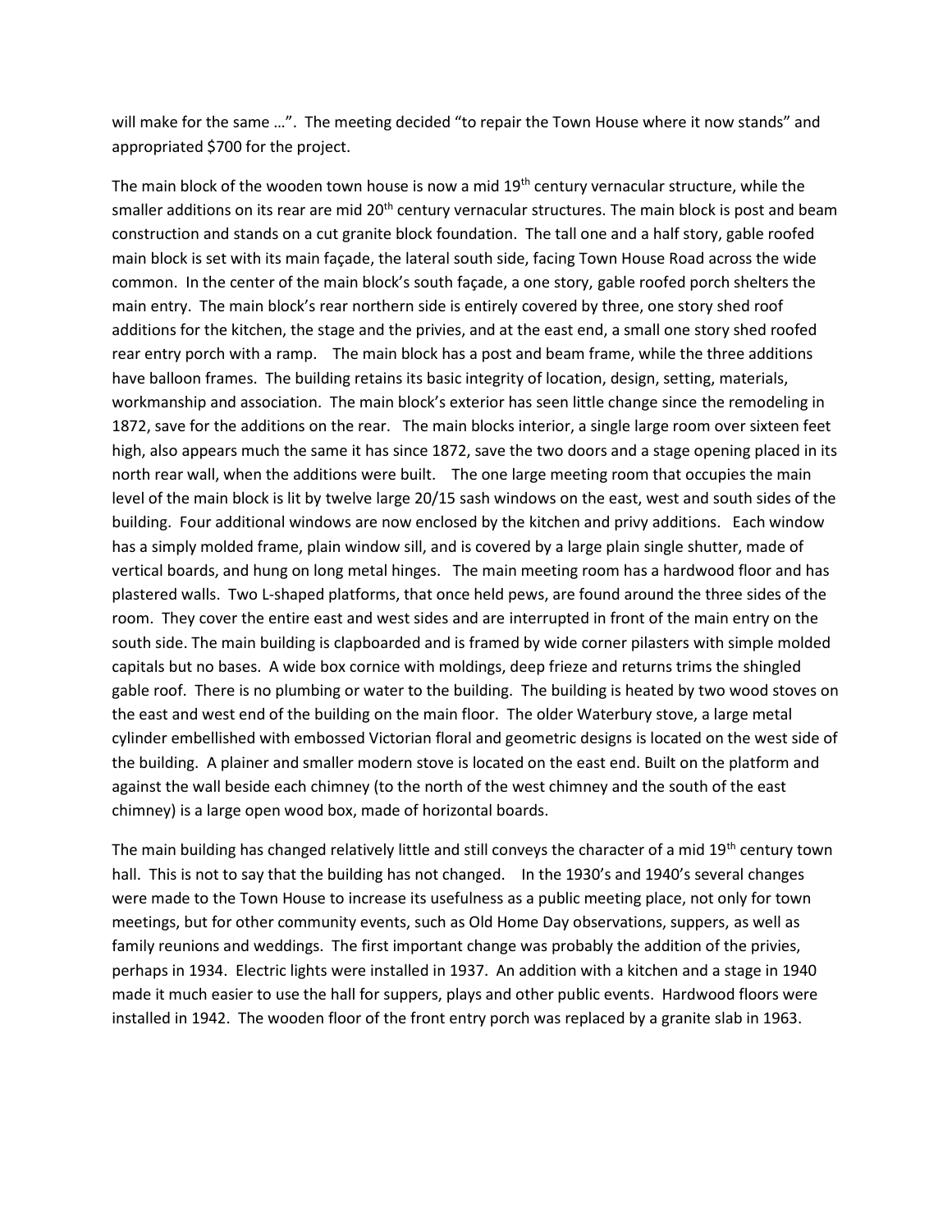will make for the same …". The meeting decided "to repair the Town House where it now stands" and appropriated $700 for the project.

The main block of the wooden town house is now a mid 19th century vernacular structure, while the smaller additions on its rear are mid 20th century vernacular structures. The main block is post and beam construction and stands on a cut granite block foundation. The tall one and a half story, gable roofed main block is set with its main façade, the lateral south side, facing Town House Road across the wide common. In the center of the main block's south façade, a one story, gable roofed porch shelters the main entry. The main block's rear northern side is entirely covered by three, one story shed roof additions for the kitchen, the stage and the privies, and at the east end, a small one story shed roofed rear entry porch with a ramp. The main block has a post and beam frame, while the three additions have balloon frames. The building retains its basic integrity of location, design, setting, materials, workmanship and association. The main block's exterior has seen little change since the remodeling in 1872, save for the additions on the rear. The main blocks interior, a single large room over sixteen feet high, also appears much the same it has since 1872, save the two doors and a stage opening placed in its north rear wall, when the additions were built. The one large meeting room that occupies the main level of the main block is lit by twelve large 20/15 sash windows on the east, west and south sides of the building. Four additional windows are now enclosed by the kitchen and privy additions. Each window has a simply molded frame, plain window sill, and is covered by a large plain single shutter, made of vertical boards, and hung on long metal hinges. The main meeting room has a hardwood floor and has plastered walls. Two L-shaped platforms, that once held pews, are found around the three sides of the room. They cover the entire east and west sides and are interrupted in front of the main entry on the south side. The main building is clapboarded and is framed by wide corner pilasters with simple molded capitals but no bases. A wide box cornice with moldings, deep frieze and returns trims the shingled gable roof. There is no plumbing or water to the building. The building is heated by two wood stoves on the east and west end of the building on the main floor. The older Waterbury stove, a large metal cylinder embellished with embossed Victorian floral and geometric designs is located on the west side of the building. A plainer and smaller modern stove is located on the east end. Built on the platform and against the wall beside each chimney (to the north of the west chimney and the south of the east chimney) is a large open wood box, made of horizontal boards.

The main building has changed relatively little and still conveys the character of a mid 19th century town hall. This is not to say that the building has not changed. In the 1930's and 1940's several changes were made to the Town House to increase its usefulness as a public meeting place, not only for town meetings, but for other community events, such as Old Home Day observations, suppers, as well as family reunions and weddings. The first important change was probably the addition of the privies, perhaps in 1934. Electric lights were installed in 1937. An addition with a kitchen and a stage in 1940 made it much easier to use the hall for suppers, plays and other public events. Hardwood floors were installed in 1942. The wooden floor of the front entry porch was replaced by a granite slab in 1963.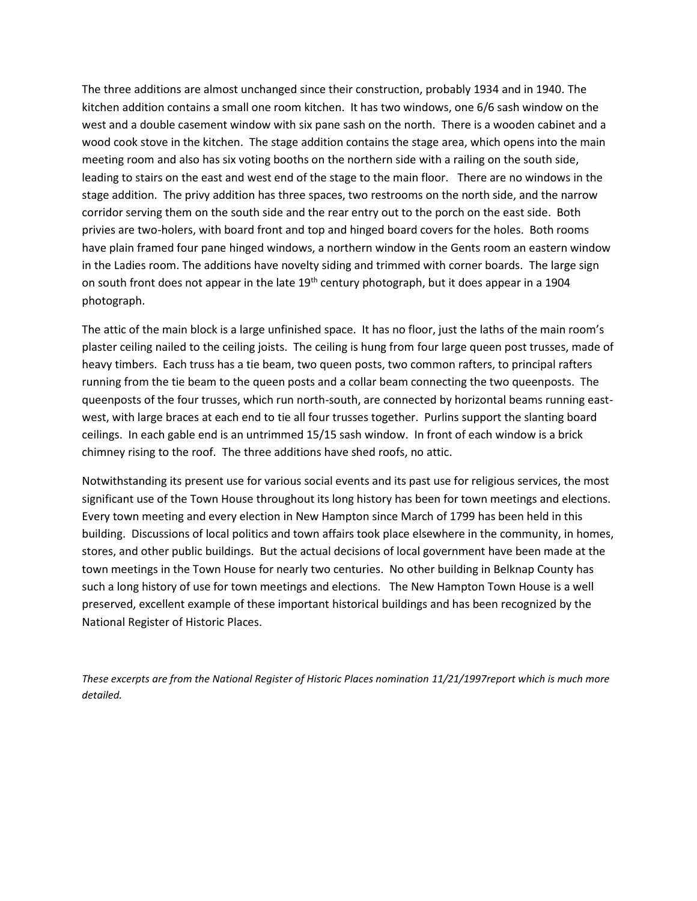The three additions are almost unchanged since their construction, probably 1934 and in 1940. The kitchen addition contains a small one room kitchen. It has two windows, one 6/6 sash window on the west and a double casement window with six pane sash on the north. There is a wooden cabinet and a wood cook stove in the kitchen. The stage addition contains the stage area, which opens into the main meeting room and also has six voting booths on the northern side with a railing on the south side, leading to stairs on the east and west end of the stage to the main floor. There are no windows in the stage addition. The privy addition has three spaces, two restrooms on the north side, and the narrow corridor serving them on the south side and the rear entry out to the porch on the east side. Both privies are two-holers, with board front and top and hinged board covers for the holes. Both rooms have plain framed four pane hinged windows, a northern window in the Gents room an eastern window in the Ladies room. The additions have novelty siding and trimmed with corner boards. The large sign on south front does not appear in the late 19th century photograph, but it does appear in a 1904 photograph.

The attic of the main block is a large unfinished space. It has no floor, just the laths of the main room's plaster ceiling nailed to the ceiling joists. The ceiling is hung from four large queen post trusses, made of heavy timbers. Each truss has a tie beam, two queen posts, two common rafters, to principal rafters running from the tie beam to the queen posts and a collar beam connecting the two queenposts. The queenposts of the four trusses, which run north-south, are connected by horizontal beams running east-west, with large braces at each end to tie all four trusses together. Purlins support the slanting board ceilings. In each gable end is an untrimmed 15/15 sash window. In front of each window is a brick chimney rising to the roof. The three additions have shed roofs, no attic.

Notwithstanding its present use for various social events and its past use for religious services, the most significant use of the Town House throughout its long history has been for town meetings and elections. Every town meeting and every election in New Hampton since March of 1799 has been held in this building. Discussions of local politics and town affairs took place elsewhere in the community, in homes, stores, and other public buildings. But the actual decisions of local government have been made at the town meetings in the Town House for nearly two centuries. No other building in Belknap County has such a long history of use for town meetings and elections. The New Hampton Town House is a well preserved, excellent example of these important historical buildings and has been recognized by the National Register of Historic Places.

*These excerpts are from the National Register of Historic Places nomination 11/21/1997report which is much more detailed.*